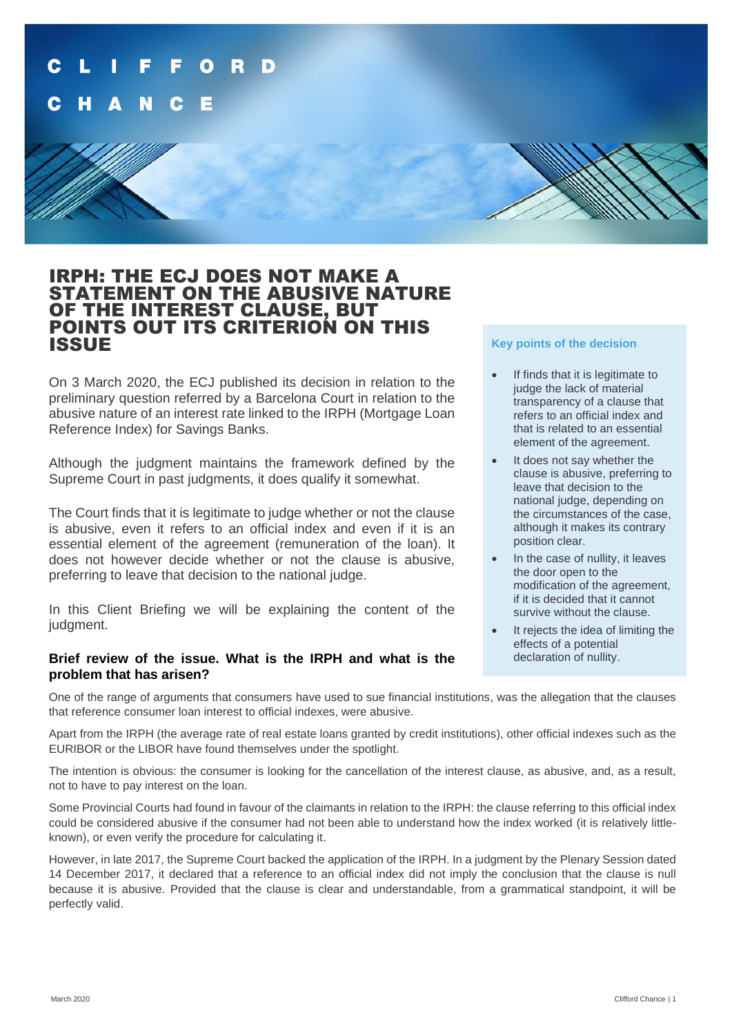# IRPH: THE ECJ DOES NOT MAKE A STATEMENT ON THE ABUSIVE NATURE OF THE INTEREST CLAUSE, BUT POINTS OUT ITS CRITERION ON THIS ISSUE

On 3 March 2020, the ECJ published its decision in relation to the preliminary question referred by a Barcelona Court in relation to the abusive nature of an interest rate linked to the IRPH (Mortgage Loan Reference Index) for Savings Banks.

Although the judgment maintains the framework defined by the Supreme Court in past judgments, it does qualify it somewhat.

The Court finds that it is legitimate to judge whether or not the clause is abusive, even it refers to an official index and even if it is an essential element of the agreement (remuneration of the loan). It does not however decide whether or not the clause is abusive, preferring to leave that decision to the national judge.

In this Client Briefing we will be explaining the content of the judgment.

### Key points of the decision

- If finds that it is legitimate to judge the lack of material transparency of a clause that refers to an official index and that is related to an essential element of the agreement.
- It does not say whether the clause is abusive, preferring to leave that decision to the national judge, depending on the circumstances of the case, although it makes its contrary position clear.
- In the case of nullity, it leaves the door open to the modification of the agreement, if it is decided that it cannot survive without the clause.
- It rejects the idea of limiting the effects of a potential declaration of nullity.

## Brief review of the issue. What is the IRPH and what is the problem that has arisen?

One of the range of arguments that consumers have used to sue financial institutions, was the allegation that the clauses that reference consumer loan interest to official indexes, were abusive.

Apart from the IRPH (the average rate of real estate loans granted by credit institutions), other official indexes such as the EURIBOR or the LIBOR have found themselves under the spotlight.

The intention is obvious: the consumer is looking for the cancellation of the interest clause, as abusive, and, as a result, not to have to pay interest on the loan.

Some Provincial Courts had found in favour of the claimants in relation to the IRPH: the clause referring to this official index could be considered abusive if the consumer had not been able to understand how the index worked (it is relatively little-known), or even verify the procedure for calculating it.

However, in late 2017, the Supreme Court backed the application of the IRPH. In a judgment by the Plenary Session dated 14 December 2017, it declared that a reference to an official index did not imply the conclusion that the clause is null because it is abusive. Provided that the clause is clear and understandable, from a grammatical standpoint, it will be perfectly valid.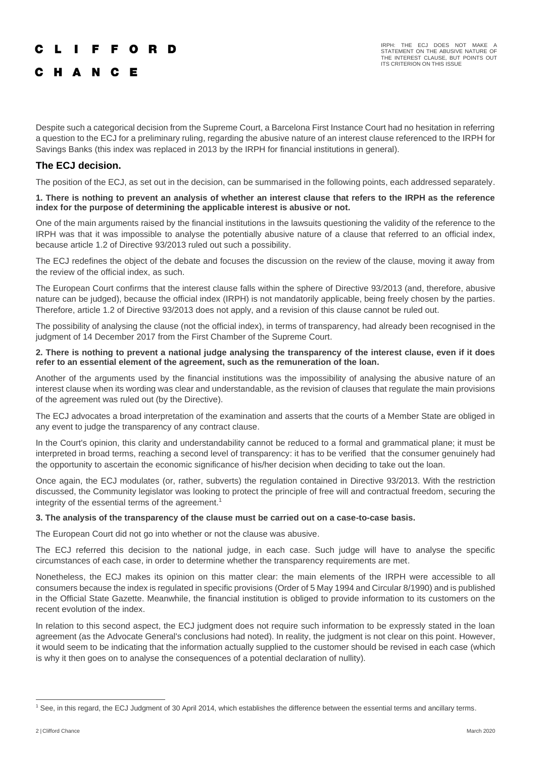Despite such a categorical decision from the Supreme Court, a Barcelona First Instance Court had no hesitation in referring a question to the ECJ for a preliminary ruling, regarding the abusive nature of an interest clause referenced to the IRPH for Savings Banks (this index was replaced in 2013 by the IRPH for financial institutions in general).

## The ECJ decision.

The position of the ECJ, as set out in the decision, can be summarised in the following points, each addressed separately.

**1. There is nothing to prevent an analysis of whether an interest clause that refers to the IRPH as the reference index for the purpose of determining the applicable interest is abusive or not.**

One of the main arguments raised by the financial institutions in the lawsuits questioning the validity of the reference to the IRPH was that it was impossible to analyse the potentially abusive nature of a clause that referred to an official index, because article 1.2 of Directive 93/2013 ruled out such a possibility.

The ECJ redefines the object of the debate and focuses the discussion on the review of the clause, moving it away from the review of the official index, as such.

The European Court confirms that the interest clause falls within the sphere of Directive 93/2013 (and, therefore, abusive nature can be judged), because the official index (IRPH) is not mandatorily applicable, being freely chosen by the parties. Therefore, article 1.2 of Directive 93/2013 does not apply, and a revision of this clause cannot be ruled out.

The possibility of analysing the clause (not the official index), in terms of transparency, had already been recognised in the judgment of 14 December 2017 from the First Chamber of the Supreme Court.

**2. There is nothing to prevent a national judge analysing the transparency of the interest clause, even if it does refer to an essential element of the agreement, such as the remuneration of the loan.**

Another of the arguments used by the financial institutions was the impossibility of analysing the abusive nature of an interest clause when its wording was clear and understandable, as the revision of clauses that regulate the main provisions of the agreement was ruled out (by the Directive).

The ECJ advocates a broad interpretation of the examination and asserts that the courts of a Member State are obliged in any event to judge the transparency of any contract clause.

In the Court's opinion, this clarity and understandability cannot be reduced to a formal and grammatical plane; it must be interpreted in broad terms, reaching a second level of transparency: it has to be verified that the consumer genuinely had the opportunity to ascertain the economic significance of his/her decision when deciding to take out the loan.

Once again, the ECJ modulates (or, rather, subverts) the regulation contained in Directive 93/2013. With the restriction discussed, the Community legislator was looking to protect the principle of free will and contractual freedom, securing the integrity of the essential terms of the agreement.[1]

**3. The analysis of the transparency of the clause must be carried out on a case-to-case basis.**

The European Court did not go into whether or not the clause was abusive.

The ECJ referred this decision to the national judge, in each case. Such judge will have to analyse the specific circumstances of each case, in order to determine whether the transparency requirements are met.

Nonetheless, the ECJ makes its opinion on this matter clear: the main elements of the IRPH were accessible to all consumers because the index is regulated in specific provisions (Order of 5 May 1994 and Circular 8/1990) and is published in the Official State Gazette. Meanwhile, the financial institution is obliged to provide information to its customers on the recent evolution of the index.

In relation to this second aspect, the ECJ judgment does not require such information to be expressly stated in the loan agreement (as the Advocate General's conclusions had noted). In reality, the judgment is not clear on this point. However, it would seem to be indicating that the information actually supplied to the customer should be revised in each case (which is why it then goes on to analyse the consequences of a potential declaration of nullity).

[1] See, in this regard, the ECJ Judgment of 30 April 2014, which establishes the difference between the essential terms and ancillary terms.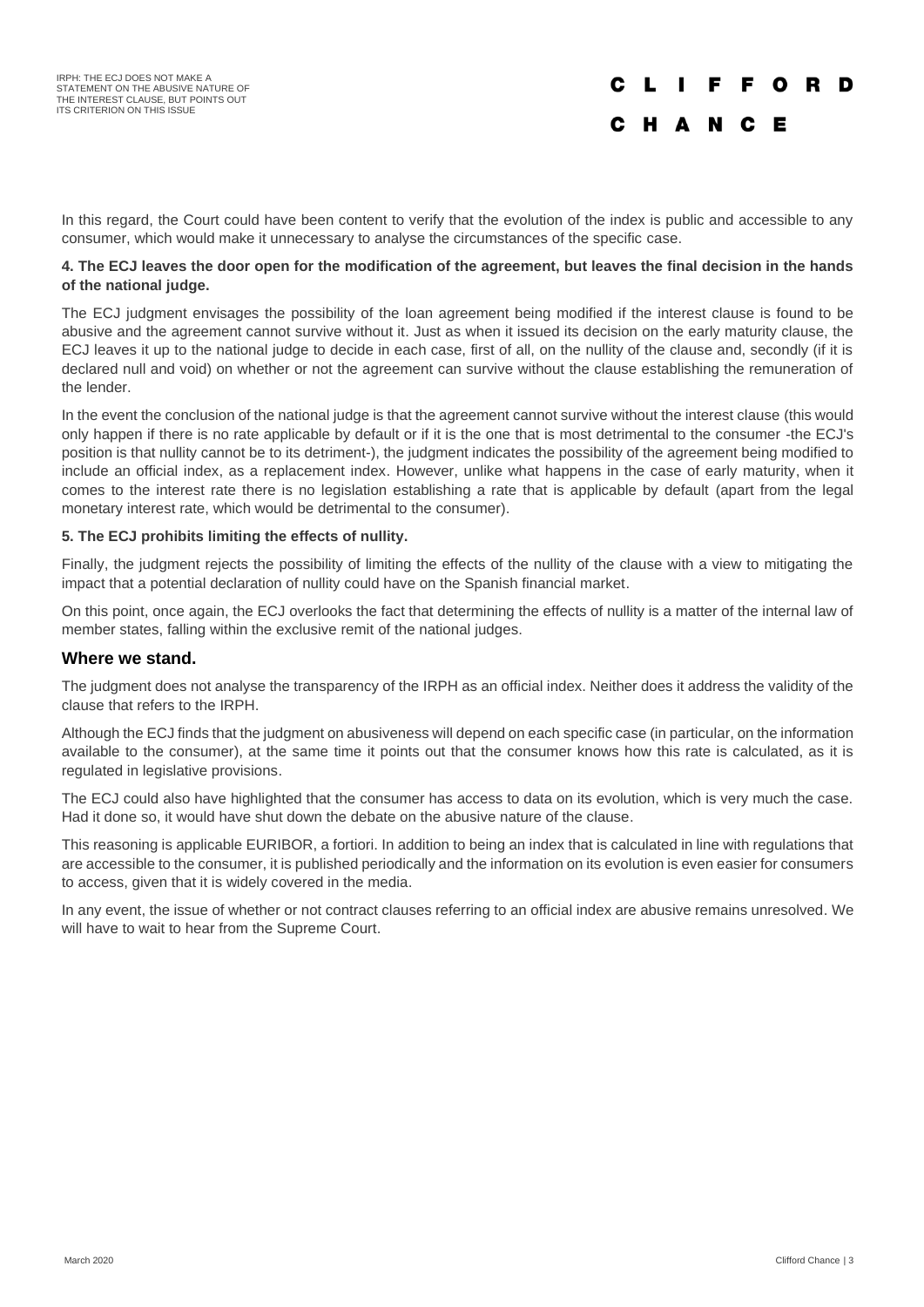In this regard, the Court could have been content to verify that the evolution of the index is public and accessible to any consumer, which would make it unnecessary to analyse the circumstances of the specific case.

**4. The ECJ leaves the door open for the modification of the agreement, but leaves the final decision in the hands of the national judge.**

The ECJ judgment envisages the possibility of the loan agreement being modified if the interest clause is found to be abusive and the agreement cannot survive without it. Just as when it issued its decision on the early maturity clause, the ECJ leaves it up to the national judge to decide in each case, first of all, on the nullity of the clause and, secondly (if it is declared null and void) on whether or not the agreement can survive without the clause establishing the remuneration of the lender.

In the event the conclusion of the national judge is that the agreement cannot survive without the interest clause (this would only happen if there is no rate applicable by default or if it is the one that is most detrimental to the consumer -the ECJ's position is that nullity cannot be to its detriment-), the judgment indicates the possibility of the agreement being modified to include an official index, as a replacement index. However, unlike what happens in the case of early maturity, when it comes to the interest rate there is no legislation establishing a rate that is applicable by default (apart from the legal monetary interest rate, which would be detrimental to the consumer).

**5. The ECJ prohibits limiting the effects of nullity.**

Finally, the judgment rejects the possibility of limiting the effects of the nullity of the clause with a view to mitigating the impact that a potential declaration of nullity could have on the Spanish financial market.

On this point, once again, the ECJ overlooks the fact that determining the effects of nullity is a matter of the internal law of member states, falling within the exclusive remit of the national judges.

## Where we stand.

The judgment does not analyse the transparency of the IRPH as an official index. Neither does it address the validity of the clause that refers to the IRPH.

Although the ECJ finds that the judgment on abusiveness will depend on each specific case (in particular, on the information available to the consumer), at the same time it points out that the consumer knows how this rate is calculated, as it is regulated in legislative provisions.

The ECJ could also have highlighted that the consumer has access to data on its evolution, which is very much the case. Had it done so, it would have shut down the debate on the abusive nature of the clause.

This reasoning is applicable EURIBOR, a fortiori. In addition to being an index that is calculated in line with regulations that are accessible to the consumer, it is published periodically and the information on its evolution is even easier for consumers to access, given that it is widely covered in the media.

In any event, the issue of whether or not contract clauses referring to an official index are abusive remains unresolved. We will have to wait to hear from the Supreme Court.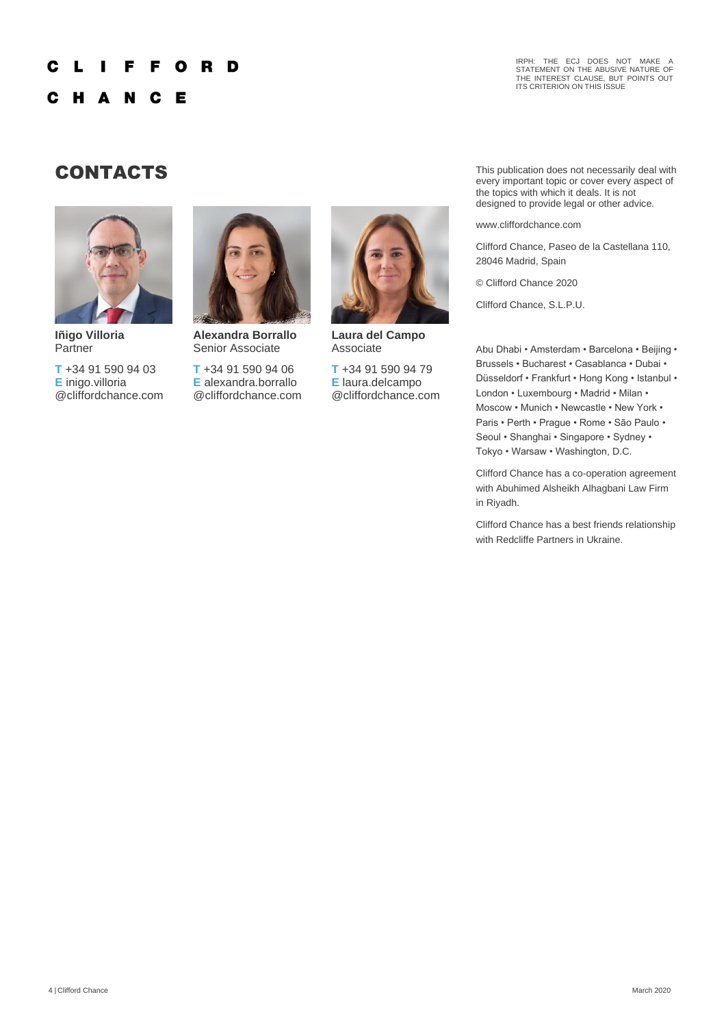## CONTACTS

**Iñigo Villoria**
Partner

T +34 91 590 94 03
E inigo.villoria@cliffordchance.com

**Alexandra Borrallo**
Senior Associate

T +34 91 590 94 06
E alexandra.borrallo@cliffordchance.com

**Laura del Campo**
Associate

T +34 91 590 94 79
E laura.delcampo@cliffordchance.com

This publication does not necessarily deal with every important topic or cover every aspect of the topics with which it deals. It is not designed to provide legal or other advice.

www.cliffordchance.com

Clifford Chance, Paseo de la Castellana 110, 28046 Madrid, Spain

© Clifford Chance 2020

Clifford Chance, S.L.P.U.

Abu Dhabi • Amsterdam • Barcelona • Beijing • Brussels • Bucharest • Casablanca • Dubai • Düsseldorf • Frankfurt • Hong Kong • Istanbul • London • Luxembourg • Madrid • Milan • Moscow • Munich • Newcastle • New York • Paris • Perth • Prague • Rome • São Paulo • Seoul • Shanghai • Singapore • Sydney • Tokyo • Warsaw • Washington, D.C.

Clifford Chance has a co-operation agreement with Abuhimed Alsheikh Alhagbani Law Firm in Riyadh.

Clifford Chance has a best friends relationship with Redcliffe Partners in Ukraine.